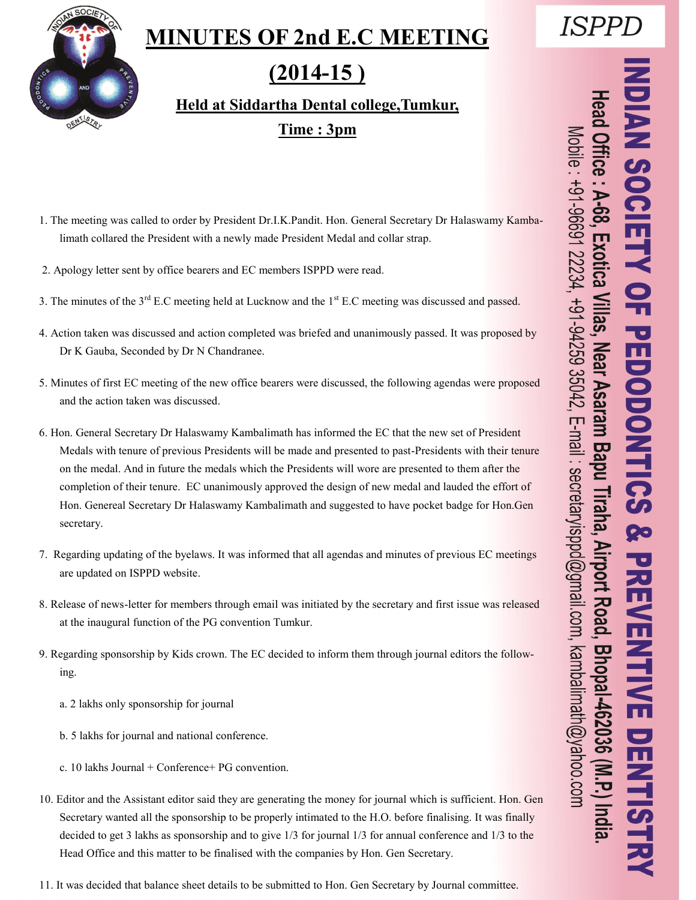# MINUTES OF 2nd E.C MEETING

## (2014-15 )

**Held at Siddartha Dental college,Tumkur,**

**Time : 3pm**

ISPPD

**INDIAN SOCIETY OF PEDODONTICS & PREVENTIVE DENTISTRY**

**Head Office : A-68, Exotica Villas, Near Asaram Bapu Tiraha, Airport Road, Bhopal-462036 (M.P.) India.**

Mobile : +91-96691 22234, +91-94259 35042, E-mail : secretaryispd@gmail.com, kambalimath@yahoo.com

1. The meeting was called to order by President Dr.I.K.Pandit. Hon. General Secretary Dr Halaswamy Kambalimath collared the President with a newly made President Medal and collar strap.

2. Apology letter sent by office bearers and EC members ISPPD were read.

3. The minutes of the 3rd E.C meeting held at Lucknow and the 1st E.C meeting was discussed and passed.

4. Action taken was discussed and action completed was briefed and unanimously passed. It was proposed by Dr K Gauba, Seconded by Dr N Chandranee.

5. Minutes of first EC meeting of the new office bearers were discussed, the following agendas were proposed and the action taken was discussed.

6. Hon. General Secretary Dr Halaswamy Kambalimath has informed the EC that the new set of President Medals with tenure of previous Presidents will be made and presented to past-Presidents with their tenure on the medal. And in future the medals which the Presidents will wore are presented to them after the completion of their tenure. EC unanimously approved the design of new medal and lauded the effort of Hon. Genereal Secretary Dr Halaswamy Kambalimath and suggested to have pocket badge for Hon.Gen secretary.

7. Regarding updating of the byelaws. It was informed that all agendas and minutes of previous EC meetings are updated on ISPPD website.

8. Release of news-letter for members through email was initiated by the secretary and first issue was released at the inaugural function of the PG convention Tumkur.

9. Regarding sponsorship by Kids crown. The EC decided to inform them through journal editors the following.

   a. 2 lakhs only sponsorship for journal

   b. 5 lakhs for journal and national conference.

   c. 10 lakhs Journal + Conference+ PG convention.

10. Editor and the Assistant editor said they are generating the money for journal which is sufficient. Hon. Gen Secretary wanted all the sponsorship to be properly intimated to the H.O. before finalising. It was finally decided to get 3 lakhs as sponsorship and to give 1/3 for journal 1/3 for annual conference and 1/3 to the Head Office and this matter to be finalised with the companies by Hon. Gen Secretary.

11. It was decided that balance sheet details to be submitted to Hon. Gen Secretary by Journal committee.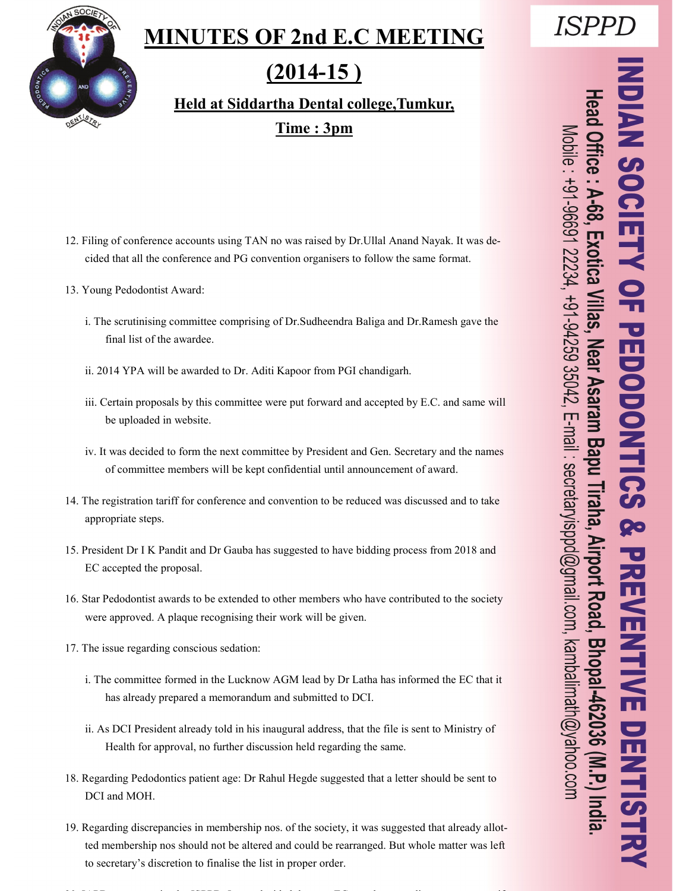# MINUTES OF 2nd E.C MEETING

# (2014-15 )

## Held at Siddartha Dental college,Tumkur,

## Time : 3pm

12. Filing of conference accounts using TAN no was raised by Dr.Ullal Anand Nayak. It was decided that all the conference and PG convention organisers to follow the same format.

13. Young Pedodontist Award:

    i. The scrutinising committee comprising of Dr.Sudheendra Baliga and Dr.Ramesh gave the final list of the awardee.

    ii. 2014 YPA will be awarded to Dr. Aditi Kapoor from PGI chandigarh.

    iii. Certain proposals by this committee were put forward and accepted by E.C. and same will be uploaded in website.

    iv. It was decided to form the next committee by President and Gen. Secretary and the names of committee members will be kept confidential until announcement of award.

14. The registration tariff for conference and convention to be reduced was discussed and to take appropriate steps.

15. President Dr I K Pandit and Dr Gauba has suggested to have bidding process from 2018 and EC accepted the proposal.

16. Star Pedodontist awards to be extended to other members who have contributed to the society were approved. A plaque recognising their work will be given.

17. The issue regarding conscious sedation:

    i. The committee formed in the Lucknow AGM lead by Dr Latha has informed the EC that it has already prepared a memorandum and submitted to DCI.

    ii. As DCI President already told in his inaugural address, that the file is sent to Ministry of Health for approval, no further discussion held regarding the same.

18. Regarding Pedodontics patient age: Dr Rahul Hegde suggested that a letter should be sent to DCI and MOH.

19. Regarding discrepancies in membership nos. of the society, it was suggested that already allotted membership nos should not be altered and could be rearranged. But whole matter was left to secretary's discretion to finalise the list in proper order.

ISPPD

INDIAN SOCIETY OF PEDODONTICS & PREVENTIVE DENTISTRY

Head Office : A-68, Exotica Villas, Near Asaram Bapu Tiraha, Airport Road, Bhopal-462036 (M.P.) India.

Mobile : +91-96691 22234, +91-94259 35042, E-mail : secretaryisppd@gmail.com, kambalimath@yahoo.com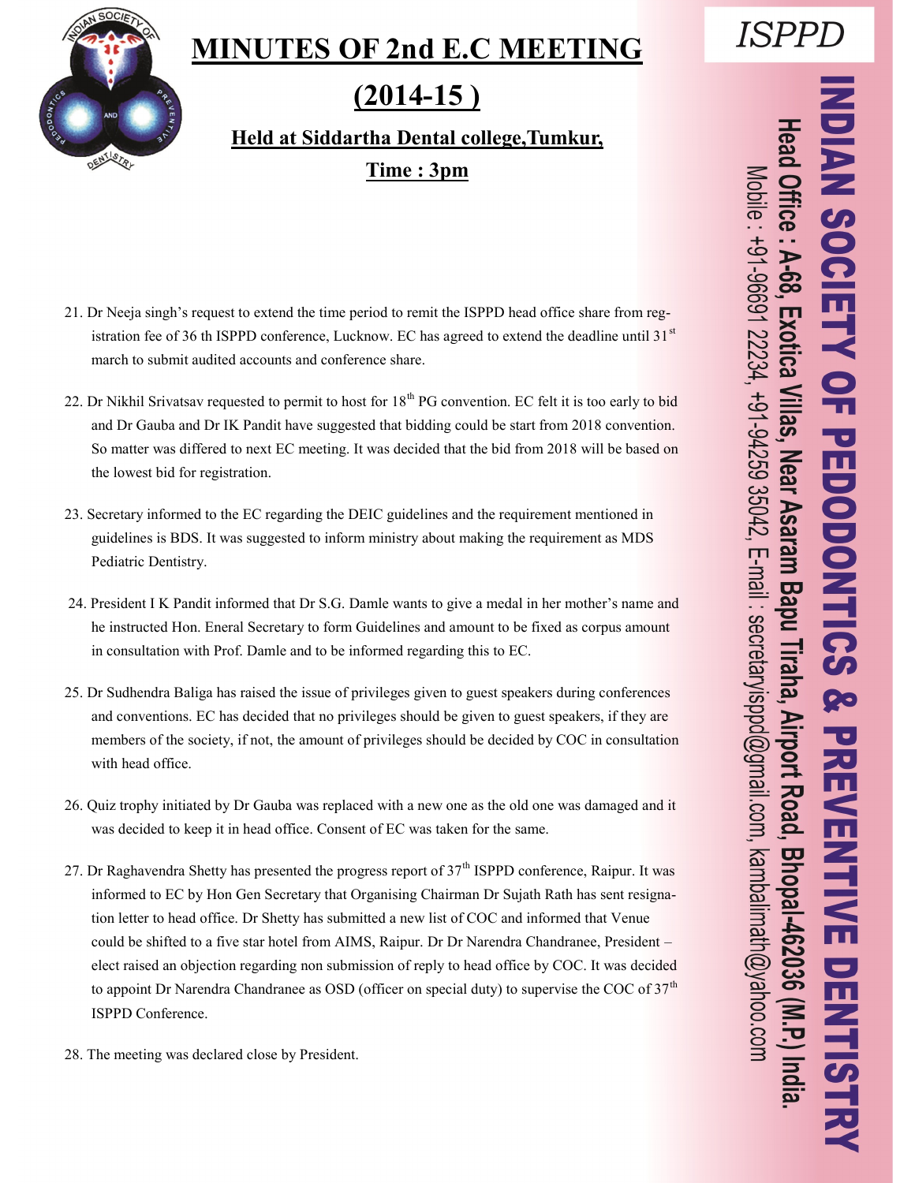# MINUTES OF 2nd E.C MEETING

# (2014-15 )

**Held at Siddartha Dental college,Tumkur,**

**Time : 3pm**

ISPPD

**INDIAN SOCIETY OF PEDODONTICS & PREVENTIVE DENTISTRY**

**Head Office : A-68, Exotica Villas, Near Asaram Bapu Tiraha, Airport Road, Bhopal-462036 (M.P.) India.**

Mobile : +91-96691 22234, +91-94259 35042, E-mail : secretaryispd@gmail.com, kambalimath@yahoo.com

21. Dr Neeja singh's request to extend the time period to remit the ISPPD head office share from registration fee of 36 th ISPPD conference, Lucknow. EC has agreed to extend the deadline until 31st march to submit audited accounts and conference share.

22. Dr Nikhil Srivatsav requested to permit to host for 18th PG convention. EC felt it is too early to bid and Dr Gauba and Dr IK Pandit have suggested that bidding could be start from 2018 convention. So matter was differed to next EC meeting. It was decided that the bid from 2018 will be based on the lowest bid for registration.

23. Secretary informed to the EC regarding the DEIC guidelines and the requirement mentioned in guidelines is BDS. It was suggested to inform ministry about making the requirement as MDS Pediatric Dentistry.

24. President I K Pandit informed that Dr S.G. Damle wants to give a medal in her mother's name and he instructed Hon. Eneral Secretary to form Guidelines and amount to be fixed as corpus amount in consultation with Prof. Damle and to be informed regarding this to EC.

25. Dr Sudhendra Baliga has raised the issue of privileges given to guest speakers during conferences and conventions. EC has decided that no privileges should be given to guest speakers, if they are members of the society, if not, the amount of privileges should be decided by COC in consultation with head office.

26. Quiz trophy initiated by Dr Gauba was replaced with a new one as the old one was damaged and it was decided to keep it in head office. Consent of EC was taken for the same.

27. Dr Raghavendra Shetty has presented the progress report of 37th ISPPD conference, Raipur. It was informed to EC by Hon Gen Secretary that Organising Chairman Dr Sujath Rath has sent resignation letter to head office. Dr Shetty has submitted a new list of COC and informed that Venue could be shifted to a five star hotel from AIMS, Raipur. Dr Dr Narendra Chandranee, President – elect raised an objection regarding non submission of reply to head office by COC. It was decided to appoint Dr Narendra Chandranee as OSD (officer on special duty) to supervise the COC of 37th ISPPD Conference.

28. The meeting was declared close by President.